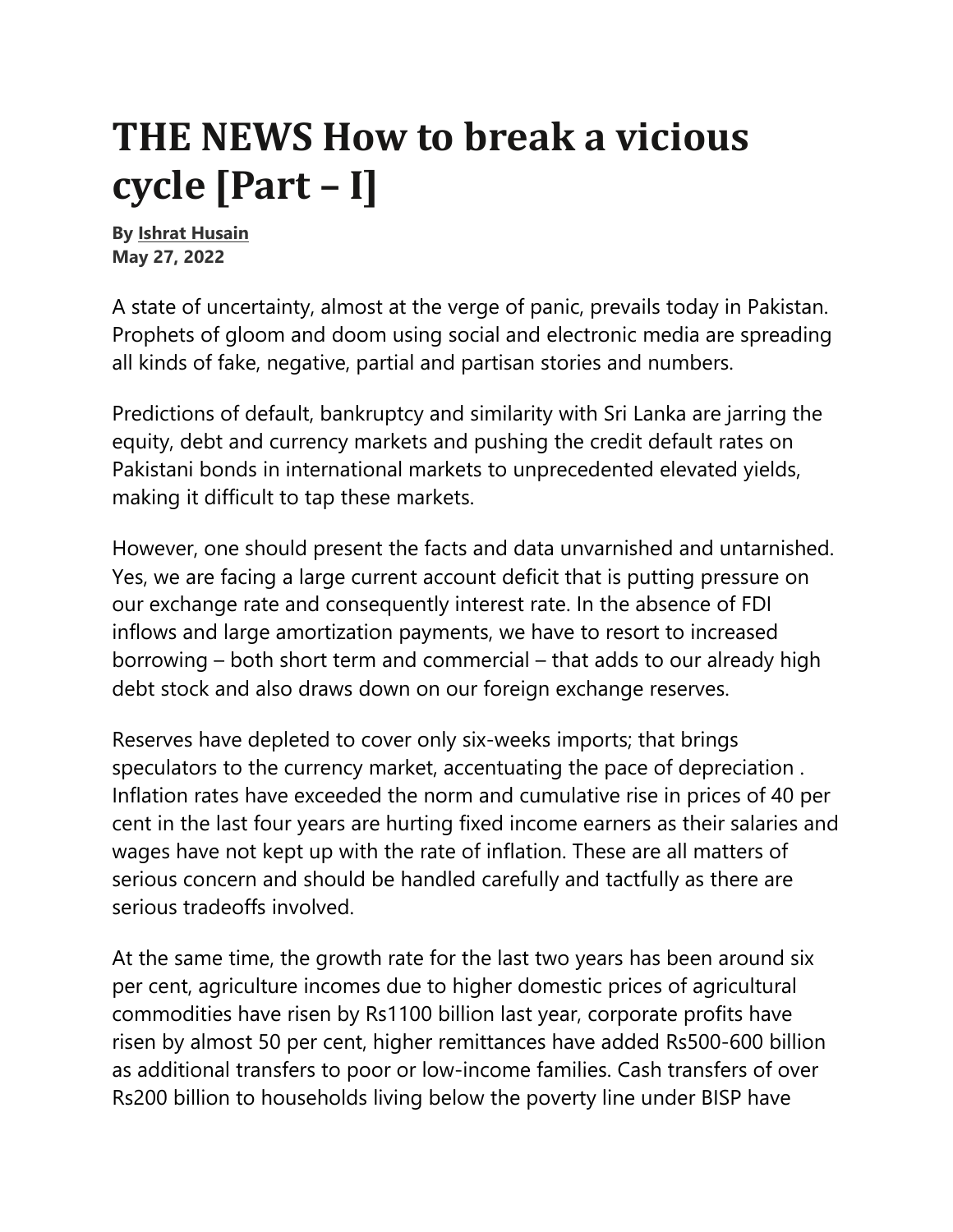# THE NEWS How to break a vicious cycle [Part – I]

**By Ishrat Husain**
**May 27, 2022**

A state of uncertainty, almost at the verge of panic, prevails today in Pakistan. Prophets of gloom and doom using social and electronic media are spreading all kinds of fake, negative, partial and partisan stories and numbers.

Predictions of default, bankruptcy and similarity with Sri Lanka are jarring the equity, debt and currency markets and pushing the credit default rates on Pakistani bonds in international markets to unprecedented elevated yields, making it difficult to tap these markets.

However, one should present the facts and data unvarnished and untarnished. Yes, we are facing a large current account deficit that is putting pressure on our exchange rate and consequently interest rate. In the absence of FDI inflows and large amortization payments, we have to resort to increased borrowing – both short term and commercial – that adds to our already high debt stock and also draws down on our foreign exchange reserves.

Reserves have depleted to cover only six-weeks imports; that brings speculators to the currency market, accentuating the pace of depreciation . Inflation rates have exceeded the norm and cumulative rise in prices of 40 per cent in the last four years are hurting fixed income earners as their salaries and wages have not kept up with the rate of inflation. These are all matters of serious concern and should be handled carefully and tactfully as there are serious tradeoffs involved.

At the same time, the growth rate for the last two years has been around six per cent, agriculture incomes due to higher domestic prices of agricultural commodities have risen by Rs1100 billion last year, corporate profits have risen by almost 50 per cent, higher remittances have added Rs500-600 billion as additional transfers to poor or low-income families. Cash transfers of over Rs200 billion to households living below the poverty line under BISP have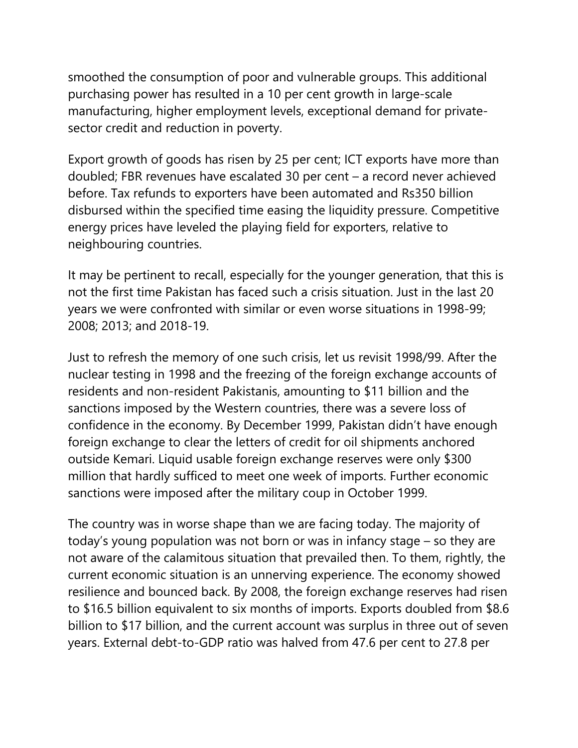smoothed the consumption of poor and vulnerable groups. This additional purchasing power has resulted in a 10 per cent growth in large-scale manufacturing, higher employment levels, exceptional demand for private-sector credit and reduction in poverty.

Export growth of goods has risen by 25 per cent; ICT exports have more than doubled; FBR revenues have escalated 30 per cent – a record never achieved before. Tax refunds to exporters have been automated and Rs350 billion disbursed within the specified time easing the liquidity pressure. Competitive energy prices have leveled the playing field for exporters, relative to neighbouring countries.

It may be pertinent to recall, especially for the younger generation, that this is not the first time Pakistan has faced such a crisis situation. Just in the last 20 years we were confronted with similar or even worse situations in 1998-99; 2008; 2013; and 2018-19.

Just to refresh the memory of one such crisis, let us revisit 1998/99. After the nuclear testing in 1998 and the freezing of the foreign exchange accounts of residents and non-resident Pakistanis, amounting to $11 billion and the sanctions imposed by the Western countries, there was a severe loss of confidence in the economy. By December 1999, Pakistan didn't have enough foreign exchange to clear the letters of credit for oil shipments anchored outside Kemari. Liquid usable foreign exchange reserves were only $300 million that hardly sufficed to meet one week of imports. Further economic sanctions were imposed after the military coup in October 1999.

The country was in worse shape than we are facing today. The majority of today's young population was not born or was in infancy stage – so they are not aware of the calamitous situation that prevailed then. To them, rightly, the current economic situation is an unnerving experience. The economy showed resilience and bounced back. By 2008, the foreign exchange reserves had risen to $16.5 billion equivalent to six months of imports. Exports doubled from $8.6 billion to $17 billion, and the current account was surplus in three out of seven years. External debt-to-GDP ratio was halved from 47.6 per cent to 27.8 per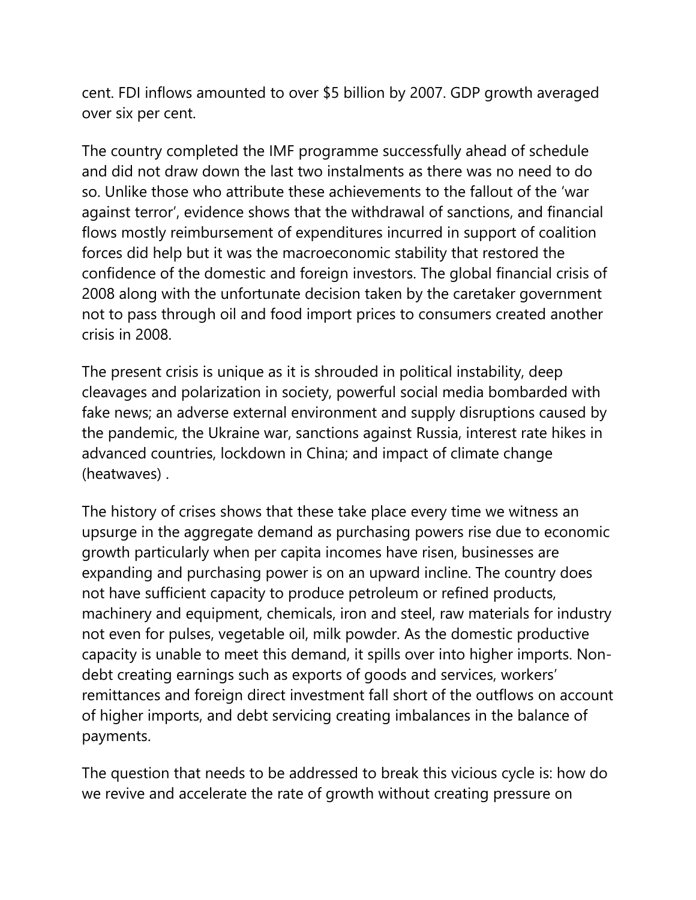cent. FDI inflows amounted to over $5 billion by 2007. GDP growth averaged over six per cent.

The country completed the IMF programme successfully ahead of schedule and did not draw down the last two instalments as there was no need to do so. Unlike those who attribute these achievements to the fallout of the 'war against terror', evidence shows that the withdrawal of sanctions, and financial flows mostly reimbursement of expenditures incurred in support of coalition forces did help but it was the macroeconomic stability that restored the confidence of the domestic and foreign investors. The global financial crisis of 2008 along with the unfortunate decision taken by the caretaker government not to pass through oil and food import prices to consumers created another crisis in 2008.

The present crisis is unique as it is shrouded in political instability, deep cleavages and polarization in society, powerful social media bombarded with fake news; an adverse external environment and supply disruptions caused by the pandemic, the Ukraine war, sanctions against Russia, interest rate hikes in advanced countries, lockdown in China; and impact of climate change (heatwaves) .

The history of crises shows that these take place every time we witness an upsurge in the aggregate demand as purchasing powers rise due to economic growth particularly when per capita incomes have risen, businesses are expanding and purchasing power is on an upward incline. The country does not have sufficient capacity to produce petroleum or refined products, machinery and equipment, chemicals, iron and steel, raw materials for industry not even for pulses, vegetable oil, milk powder. As the domestic productive capacity is unable to meet this demand, it spills over into higher imports. Non-debt creating earnings such as exports of goods and services, workers' remittances and foreign direct investment fall short of the outflows on account of higher imports, and debt servicing creating imbalances in the balance of payments.

The question that needs to be addressed to break this vicious cycle is: how do we revive and accelerate the rate of growth without creating pressure on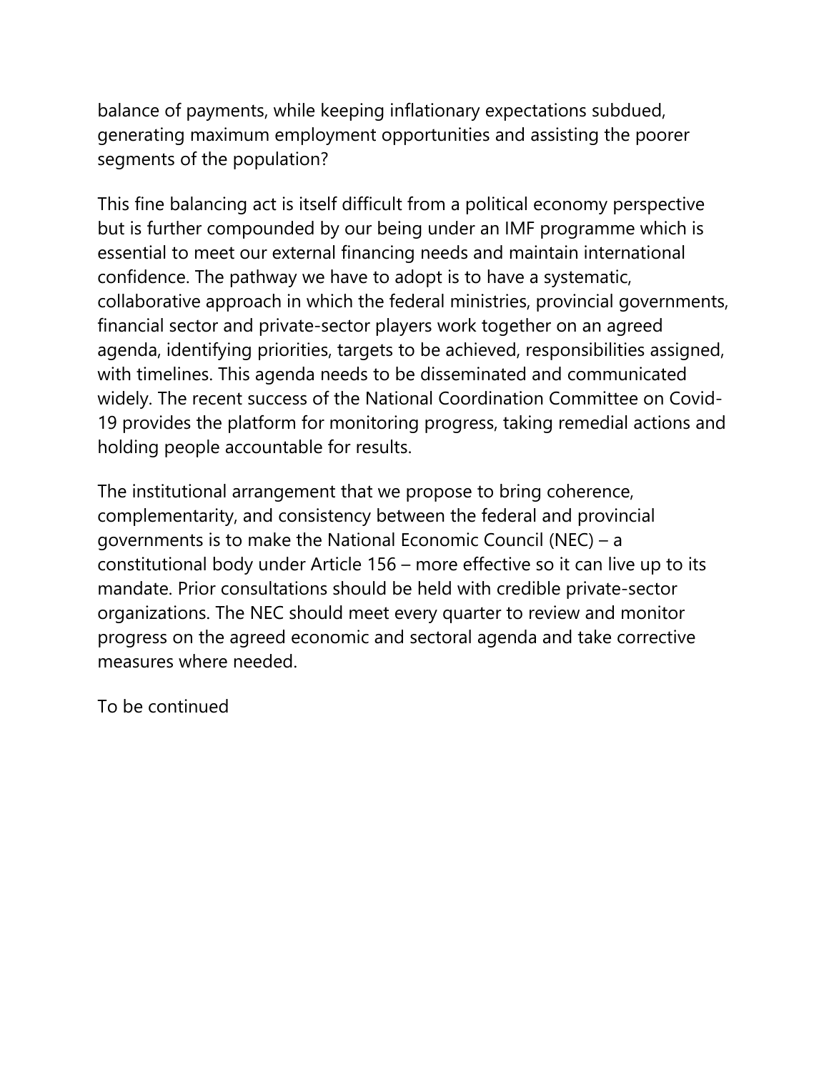balance of payments, while keeping inflationary expectations subdued, generating maximum employment opportunities and assisting the poorer segments of the population?

This fine balancing act is itself difficult from a political economy perspective but is further compounded by our being under an IMF programme which is essential to meet our external financing needs and maintain international confidence. The pathway we have to adopt is to have a systematic, collaborative approach in which the federal ministries, provincial governments, financial sector and private-sector players work together on an agreed agenda, identifying priorities, targets to be achieved, responsibilities assigned, with timelines. This agenda needs to be disseminated and communicated widely. The recent success of the National Coordination Committee on Covid-19 provides the platform for monitoring progress, taking remedial actions and holding people accountable for results.

The institutional arrangement that we propose to bring coherence, complementarity, and consistency between the federal and provincial governments is to make the National Economic Council (NEC) – a constitutional body under Article 156 – more effective so it can live up to its mandate. Prior consultations should be held with credible private-sector organizations. The NEC should meet every quarter to review and monitor progress on the agreed economic and sectoral agenda and take corrective measures where needed.

To be continued